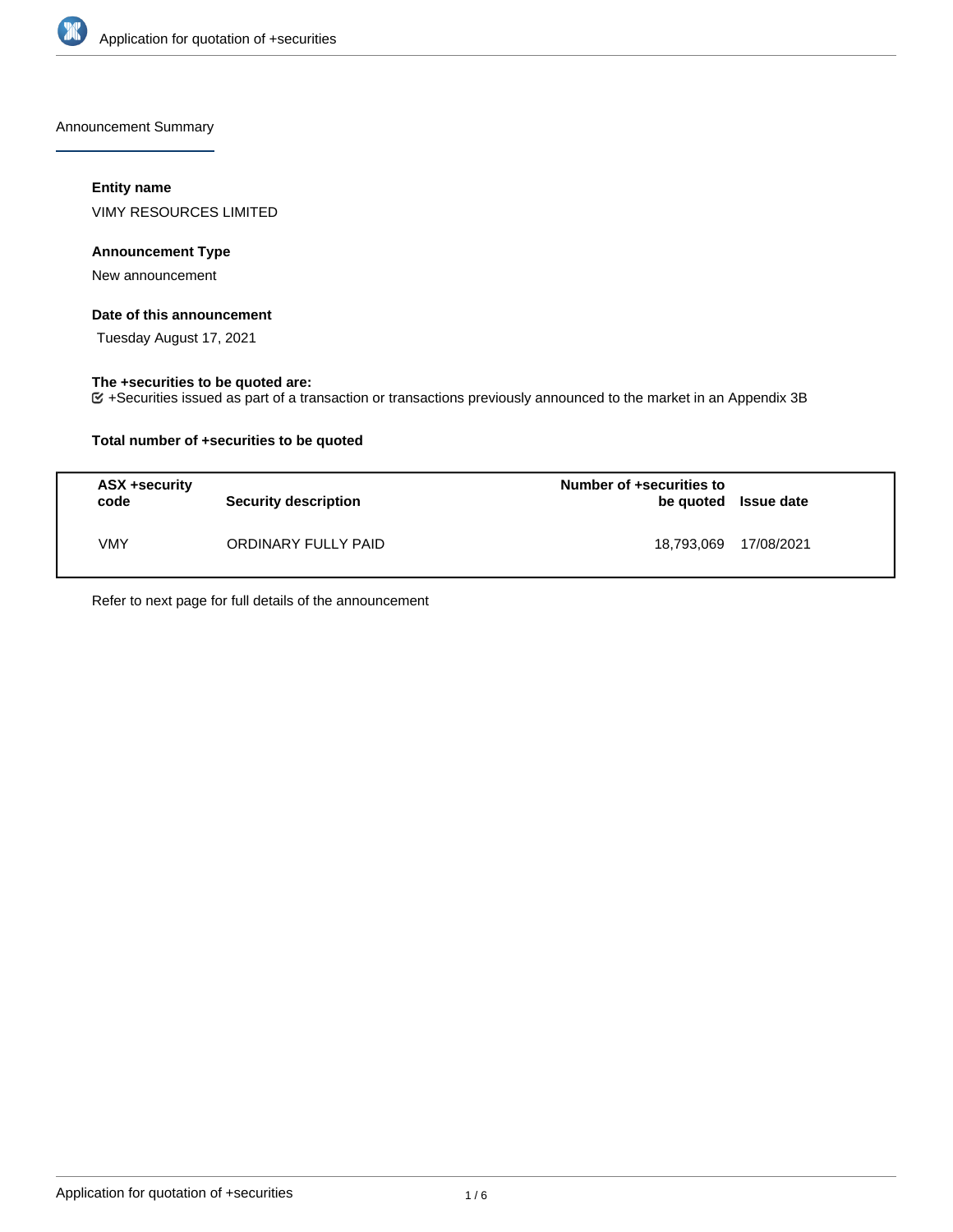## Announcement Summary

### Entity name

VIMY RESOURCES LIMITED

### Announcement Type

New announcement

### Date of this announcement

Tuesday August 17, 2021

### The +securities to be quoted are:

+Securities issued as part of a transaction or transactions previously announced to the market in an Appendix 3B

### Total number of +securities to be quoted

| ASX +security code | Security description | Number of +securities to be quoted | Issue date |
|---|---|---|---|
| VMY | ORDINARY FULLY PAID | 18,793,069 | 17/08/2021 |

Refer to next page for full details of the announcement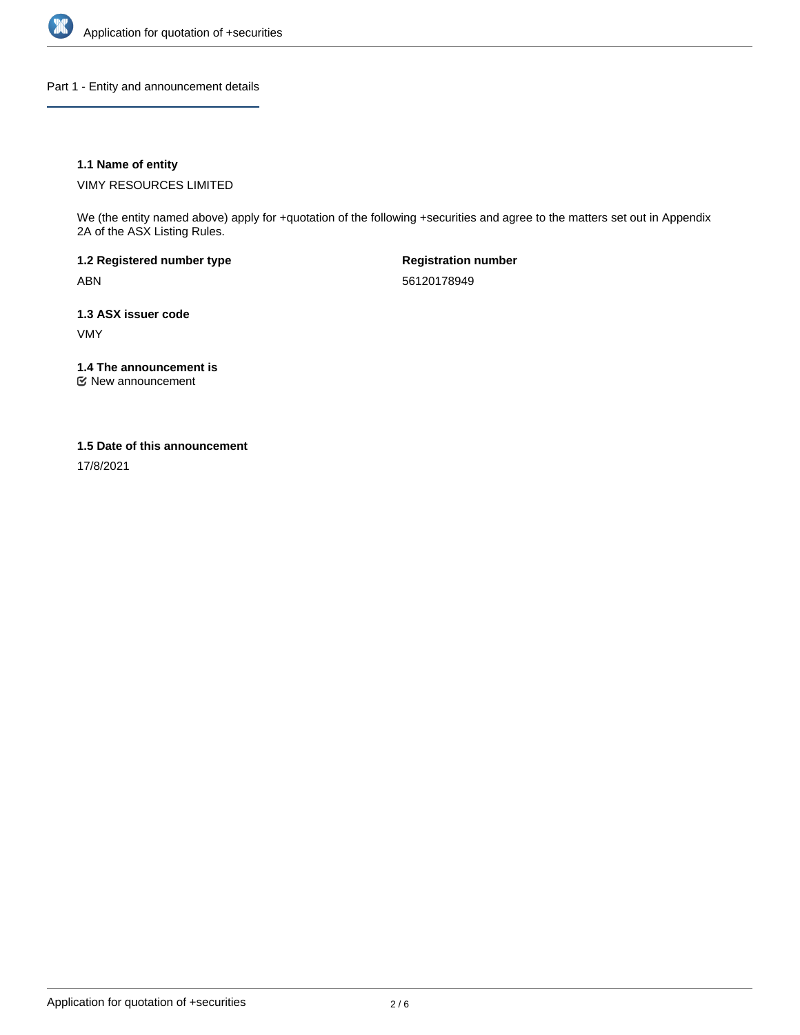## Part 1 - Entity and announcement details

### 1.1 Name of entity

VIMY RESOURCES LIMITED

We (the entity named above) apply for +quotation of the following +securities and agree to the matters set out in Appendix 2A of the ASX Listing Rules.

**1.2 Registered number type**

ABN

**Registration number**

56120178949

### 1.3 ASX issuer code

VMY

### 1.4 The announcement is

☑ New announcement

### 1.5 Date of this announcement

17/8/2021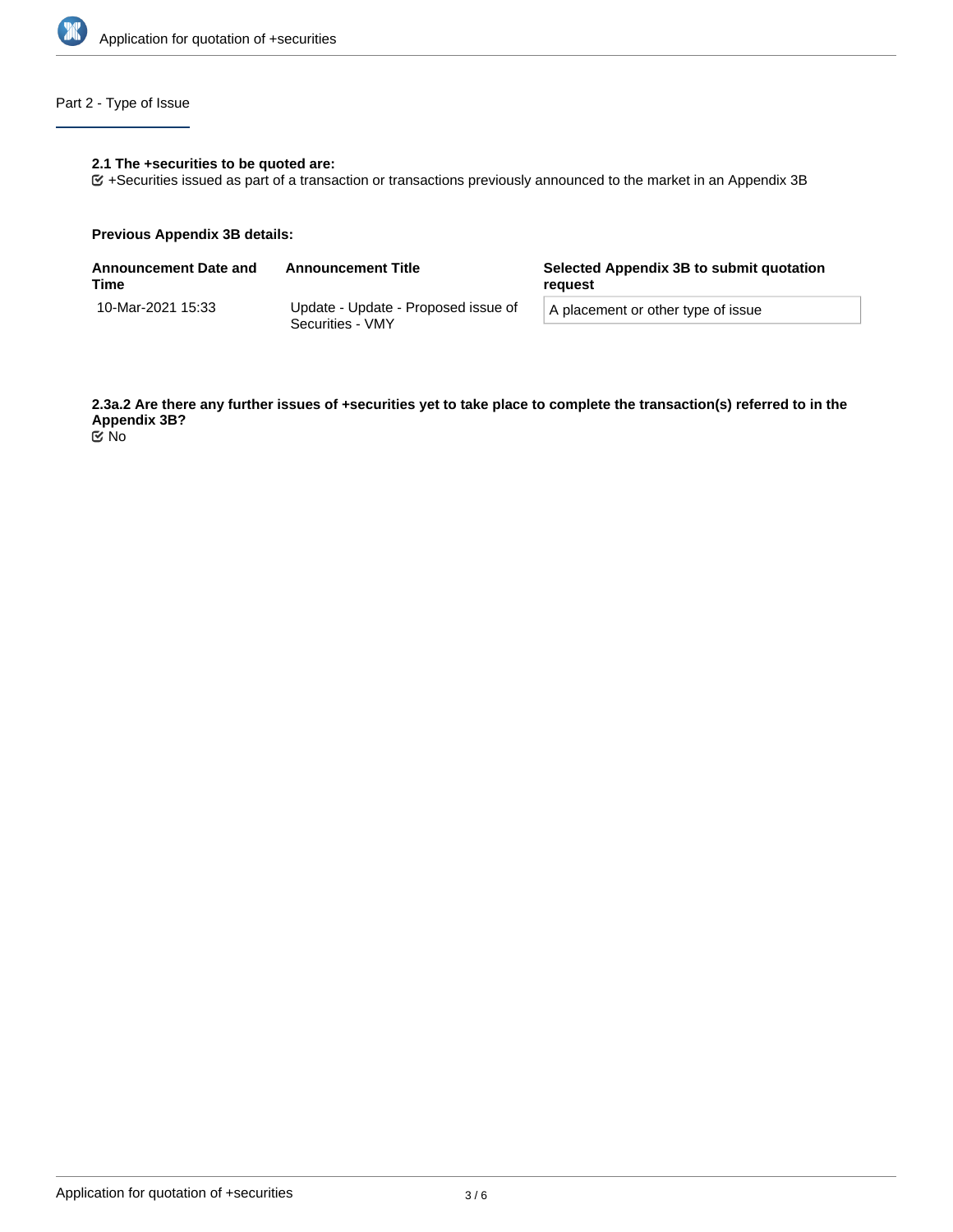## Part 2 - Type of Issue

**2.1 The +securities to be quoted are:**

☑ +Securities issued as part of a transaction or transactions previously announced to the market in an Appendix 3B

**Previous Appendix 3B details:**

| Announcement Date and Time | Announcement Title | Selected Appendix 3B to submit quotation request |
| --- | --- | --- |
| 10-Mar-2021 15:33 | Update - Update - Proposed issue of Securities - VMY | A placement or other type of issue |

**2.3a.2 Are there any further issues of +securities yet to take place to complete the transaction(s) referred to in the Appendix 3B?**

☑ No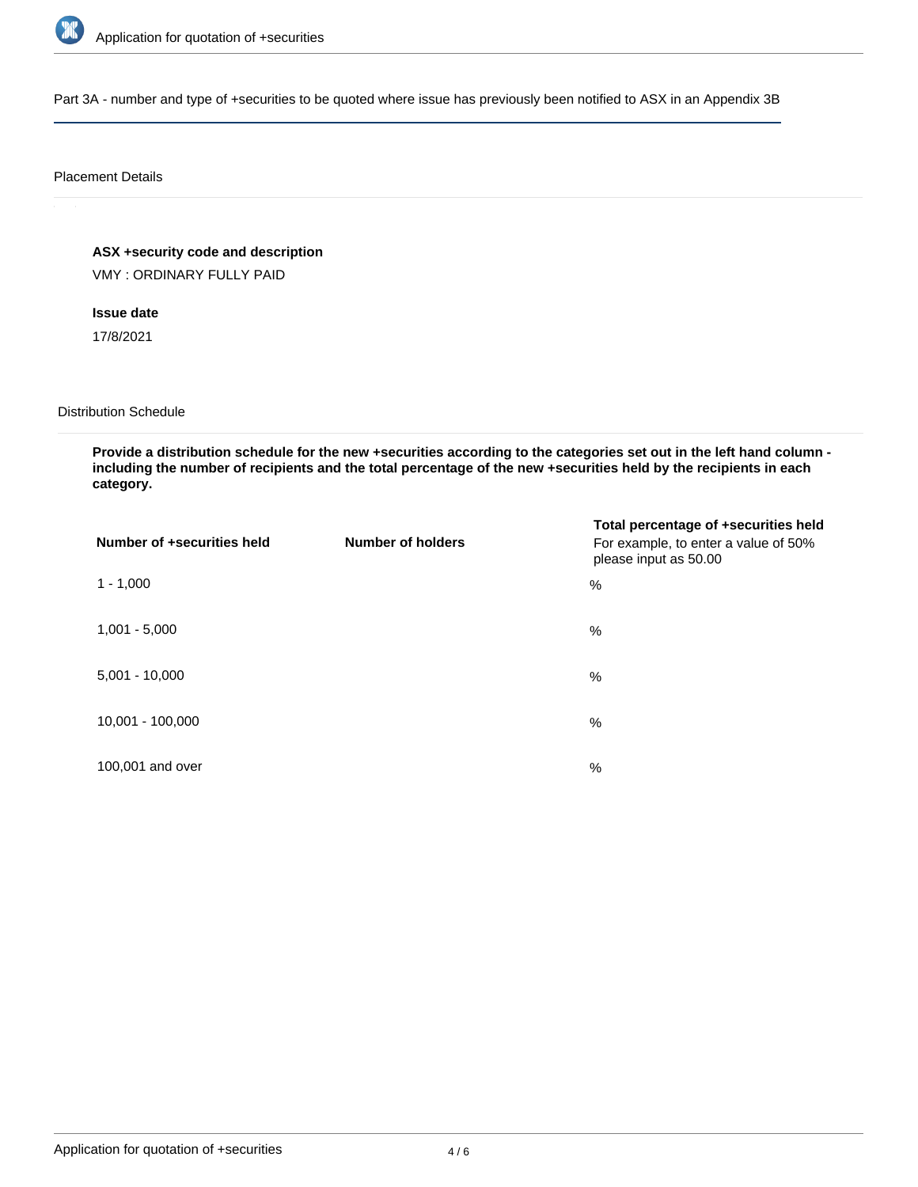Part 3A - number and type of +securities to be quoted where issue has previously been notified to ASX in an Appendix 3B

Placement Details

**ASX +security code and description**

VMY : ORDINARY FULLY PAID

**Issue date**

17/8/2021

Distribution Schedule

**Provide a distribution schedule for the new +securities according to the categories set out in the left hand column - including the number of recipients and the total percentage of the new +securities held by the recipients in each category.**

| Number of +securities held | Number of holders | Total percentage of +securities held For example, to enter a value of 50% please input as 50.00 |
|---|---|---|
| 1 - 1,000 | | % |
| 1,001 - 5,000 | | % |
| 5,001 - 10,000 | | % |
| 10,001 - 100,000 | | % |
| 100,001 and over | | % |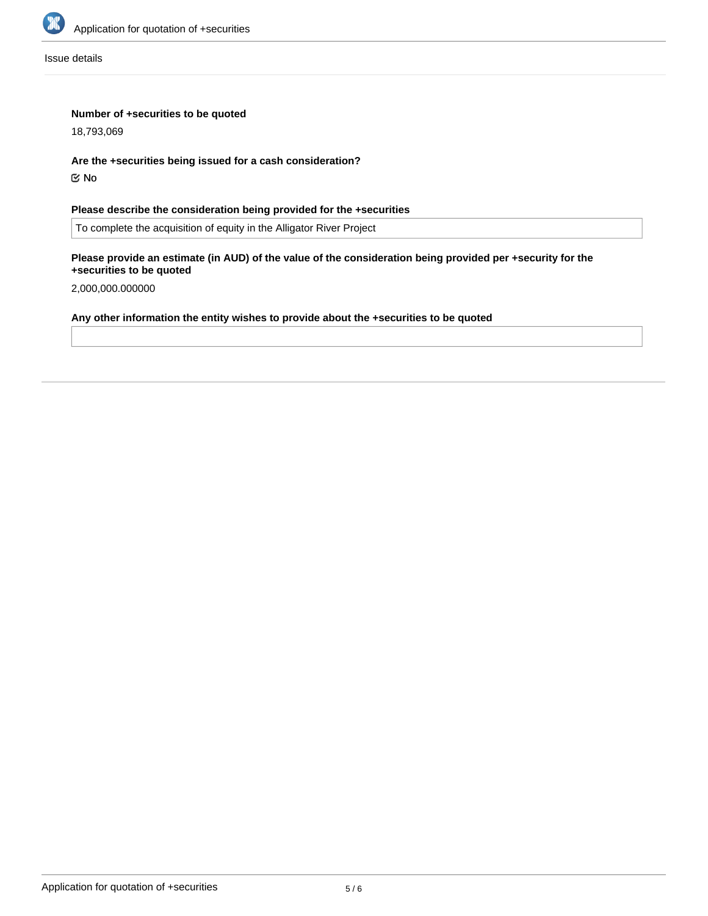Issue details

**Number of +securities to be quoted**

18,793,069

**Are the +securities being issued for a cash consideration?**

☑ No

**Please describe the consideration being provided for the +securities**

To complete the acquisition of equity in the Alligator River Project

**Please provide an estimate (in AUD) of the value of the consideration being provided per +security for the +securities to be quoted**

2,000,000.000000

**Any other information the entity wishes to provide about the +securities to be quoted**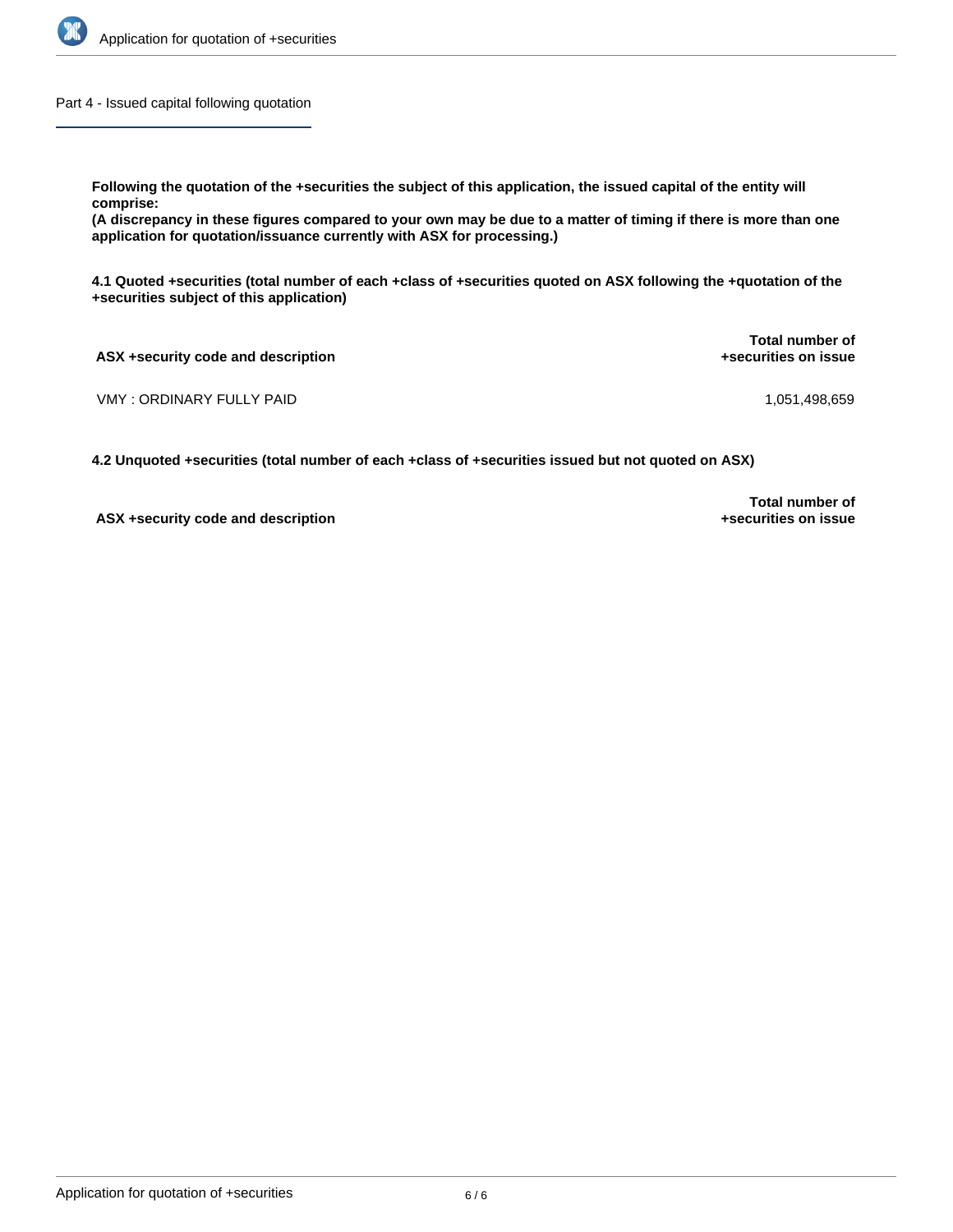## Part 4 - Issued capital following quotation

**Following the quotation of the +securities the subject of this application, the issued capital of the entity will comprise:**
**(A discrepancy in these figures compared to your own may be due to a matter of timing if there is more than one application for quotation/issuance currently with ASX for processing.)**

**4.1 Quoted +securities (total number of each +class of +securities quoted on ASX following the +quotation of the +securities subject of this application)**

| ASX +security code and description | Total number of +securities on issue |
| --- | --- |
| VMY : ORDINARY FULLY PAID | 1,051,498,659 |

**4.2 Unquoted +securities (total number of each +class of +securities issued but not quoted on ASX)**

| ASX +security code and description | Total number of +securities on issue |
| --- | --- |